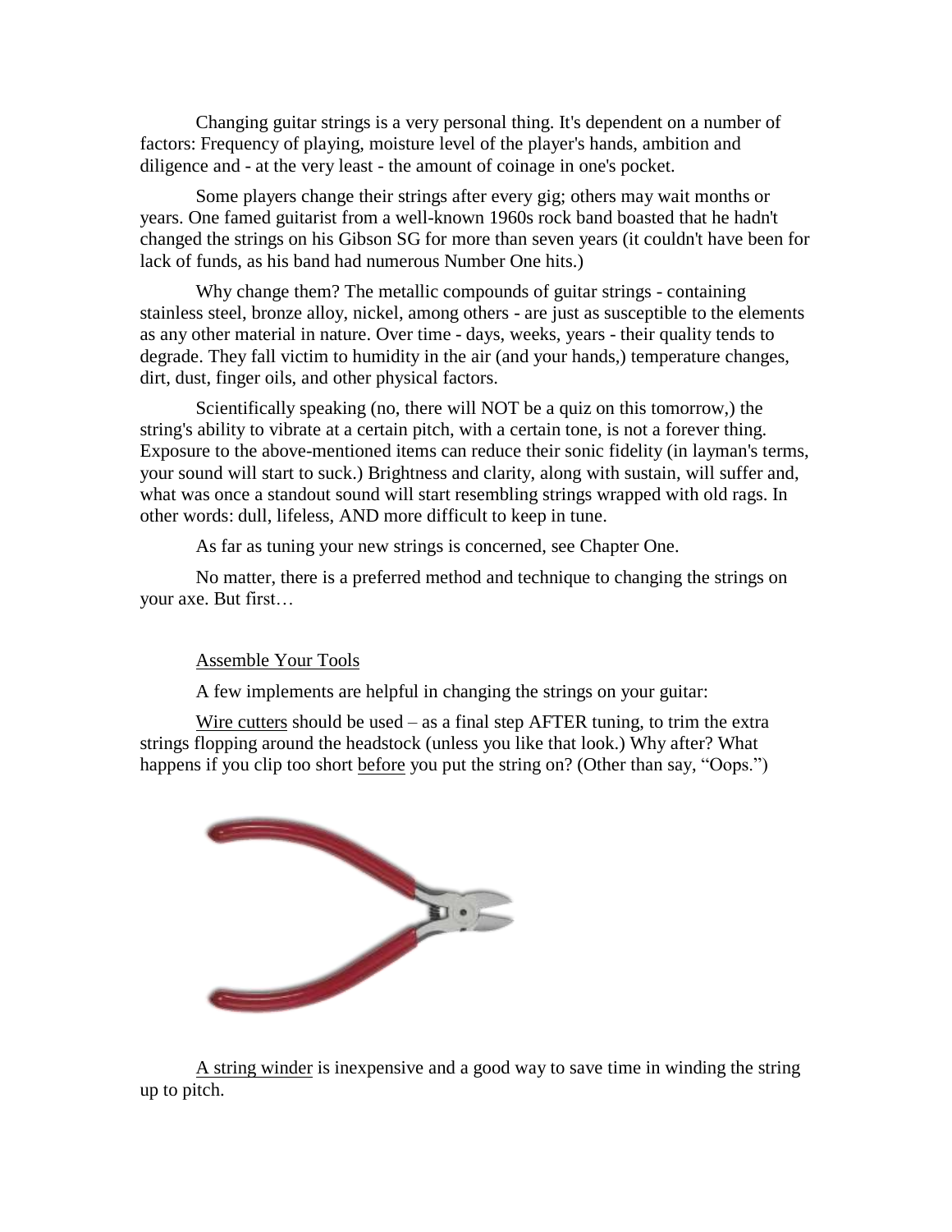Changing guitar strings is a very personal thing. It's dependent on a number of factors: Frequency of playing, moisture level of the player's hands, ambition and diligence and - at the very least - the amount of coinage in one's pocket.

Some players change their strings after every gig; others may wait months or years. One famed guitarist from a well-known 1960s rock band boasted that he hadn't changed the strings on his Gibson SG for more than seven years (it couldn't have been for lack of funds, as his band had numerous Number One hits.)

Why change them? The metallic compounds of guitar strings - containing stainless steel, bronze alloy, nickel, among others - are just as susceptible to the elements as any other material in nature. Over time - days, weeks, years - their quality tends to degrade. They fall victim to humidity in the air (and your hands,) temperature changes, dirt, dust, finger oils, and other physical factors.

Scientifically speaking (no, there will NOT be a quiz on this tomorrow,) the string's ability to vibrate at a certain pitch, with a certain tone, is not a forever thing. Exposure to the above-mentioned items can reduce their sonic fidelity (in layman's terms, your sound will start to suck.) Brightness and clarity, along with sustain, will suffer and, what was once a standout sound will start resembling strings wrapped with old rags. In other words: dull, lifeless, AND more difficult to keep in tune.

As far as tuning your new strings is concerned, see Chapter One.

No matter, there is a preferred method and technique to changing the strings on your axe. But first…

## Assemble Your Tools

A few implements are helpful in changing the strings on your guitar:

Wire cutters should be used – as a final step AFTER tuning, to trim the extra strings flopping around the headstock (unless you like that look.) Why after? What happens if you clip too short before you put the string on? (Other than say, "Oops.")

A string winder is inexpensive and a good way to save time in winding the string up to pitch.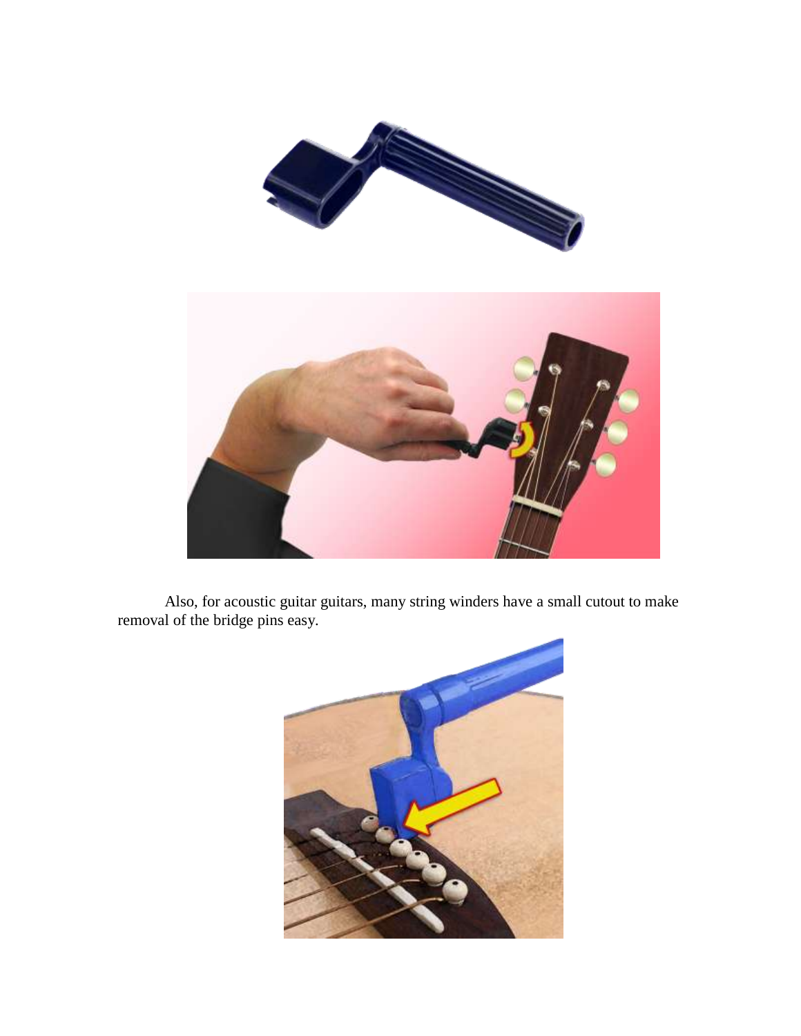Also, for acoustic guitar guitars, many string winders have a small cutout to make removal of the bridge pins easy.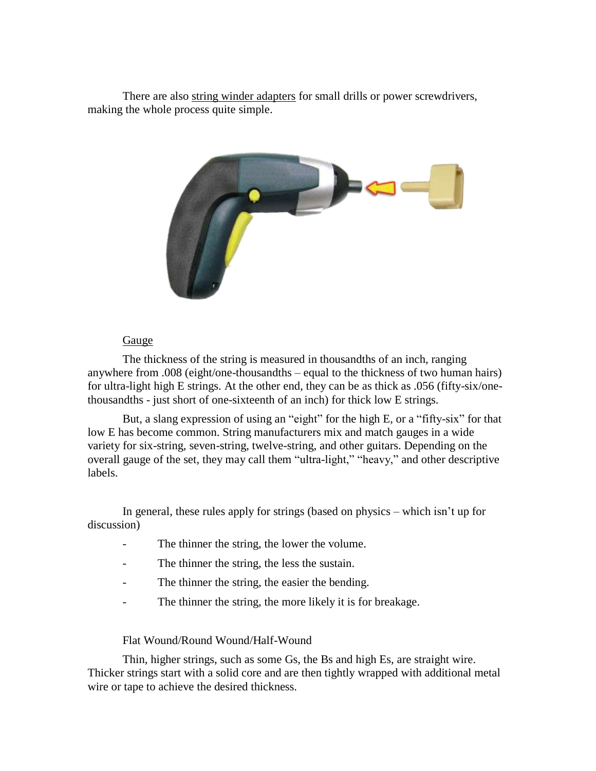There are also string winder adapters for small drills or power screwdrivers, making the whole process quite simple.

Gauge

The thickness of the string is measured in thousandths of an inch, ranging anywhere from .008 (eight/one-thousandths – equal to the thickness of two human hairs) for ultra-light high E strings. At the other end, they can be as thick as .056 (fifty-six/one-thousandths - just short of one-sixteenth of an inch) for thick low E strings.

But, a slang expression of using an "eight" for the high E, or a "fifty-six" for that low E has become common. String manufacturers mix and match gauges in a wide variety for six-string, seven-string, twelve-string, and other guitars. Depending on the overall gauge of the set, they may call them "ultra-light," "heavy," and other descriptive labels.

In general, these rules apply for strings (based on physics – which isn't up for discussion)

- The thinner the string, the lower the volume.
- The thinner the string, the less the sustain.
- The thinner the string, the easier the bending.
- The thinner the string, the more likely it is for breakage.

Flat Wound/Round Wound/Half-Wound

Thin, higher strings, such as some Gs, the Bs and high Es, are straight wire. Thicker strings start with a solid core and are then tightly wrapped with additional metal wire or tape to achieve the desired thickness.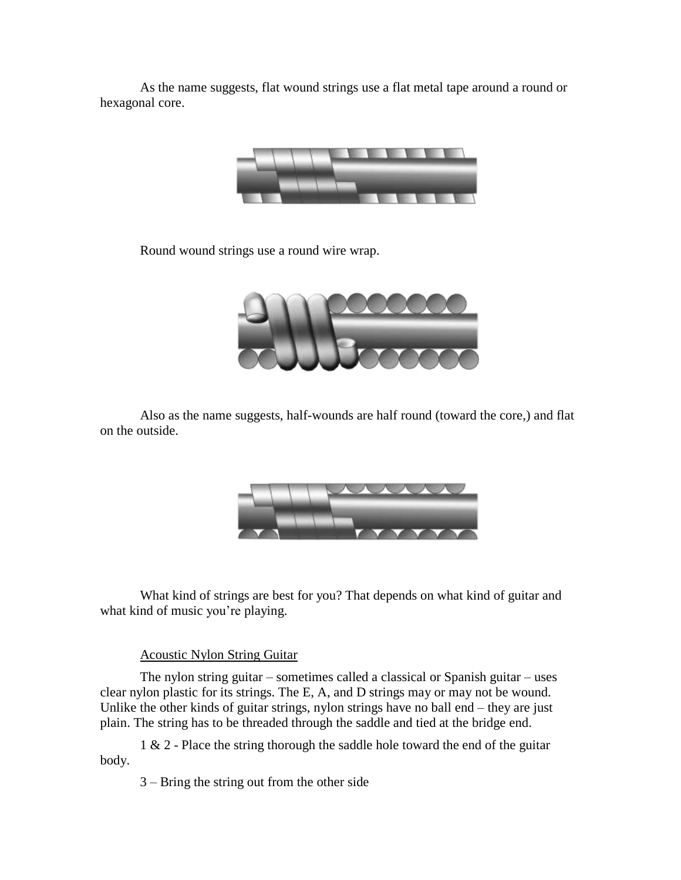As the name suggests, flat wound strings use a flat metal tape around a round or hexagonal core.

Round wound strings use a round wire wrap.

Also as the name suggests, half-wounds are half round (toward the core,) and flat on the outside.

What kind of strings are best for you? That depends on what kind of guitar and what kind of music you're playing.

<u>Acoustic Nylon String Guitar</u>

The nylon string guitar – sometimes called a classical or Spanish guitar – uses clear nylon plastic for its strings. The E, A, and D strings may or may not be wound. Unlike the other kinds of guitar strings, nylon strings have no ball end – they are just plain. The string has to be threaded through the saddle and tied at the bridge end.

1 & 2 - Place the string thorough the saddle hole toward the end of the guitar body.

3 – Bring the string out from the other side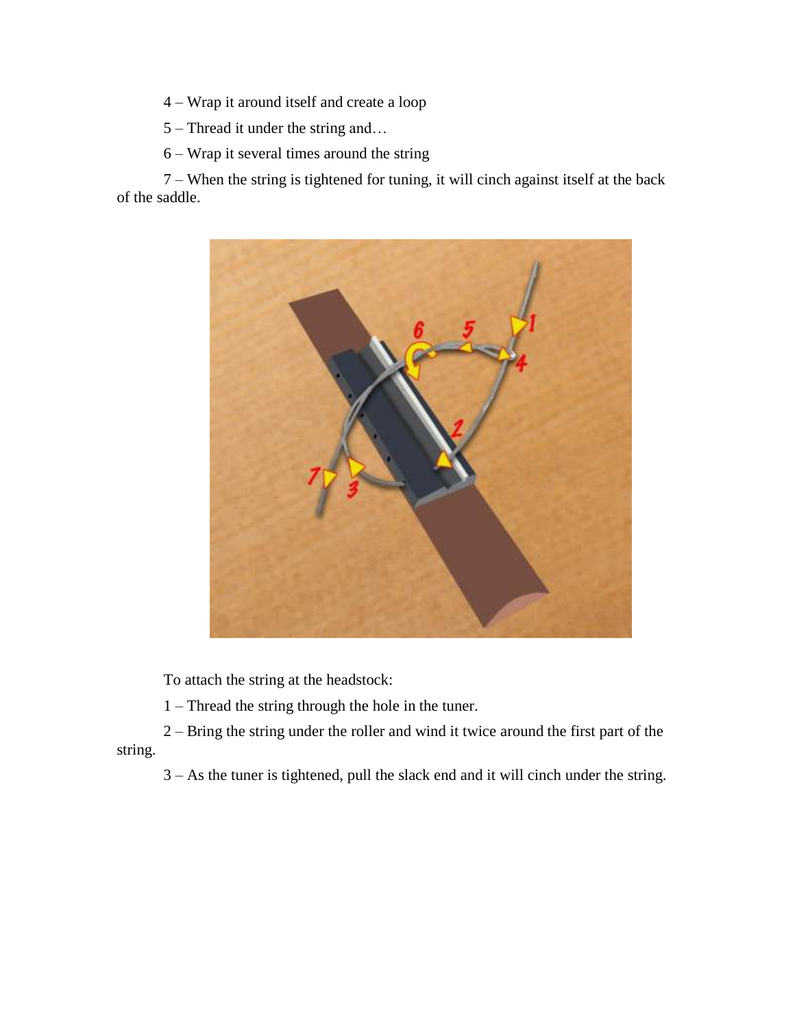4 – Wrap it around itself and create a loop

5 – Thread it under the string and…

6 – Wrap it several times around the string

7 – When the string is tightened for tuning, it will cinch against itself at the back of the saddle.

To attach the string at the headstock:

1 – Thread the string through the hole in the tuner.

2 – Bring the string under the roller and wind it twice around the first part of the string.

3 – As the tuner is tightened, pull the slack end and it will cinch under the string.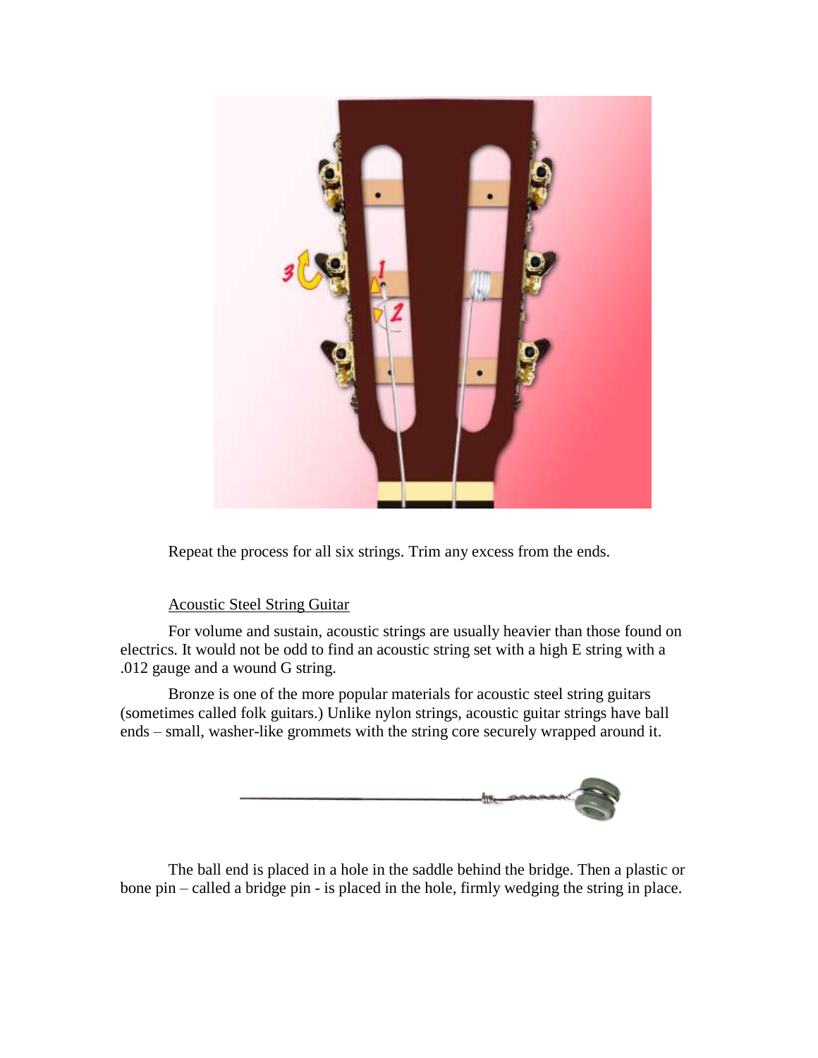Repeat the process for all six strings. Trim any excess from the ends.

<u>Acoustic Steel String Guitar</u>

For volume and sustain, acoustic strings are usually heavier than those found on electrics. It would not be odd to find an acoustic string set with a high E string with a .012 gauge and a wound G string.

Bronze is one of the more popular materials for acoustic steel string guitars (sometimes called folk guitars.) Unlike nylon strings, acoustic guitar strings have ball ends – small, washer-like grommets with the string core securely wrapped around it.

The ball end is placed in a hole in the saddle behind the bridge. Then a plastic or bone pin – called a bridge pin - is placed in the hole, firmly wedging the string in place.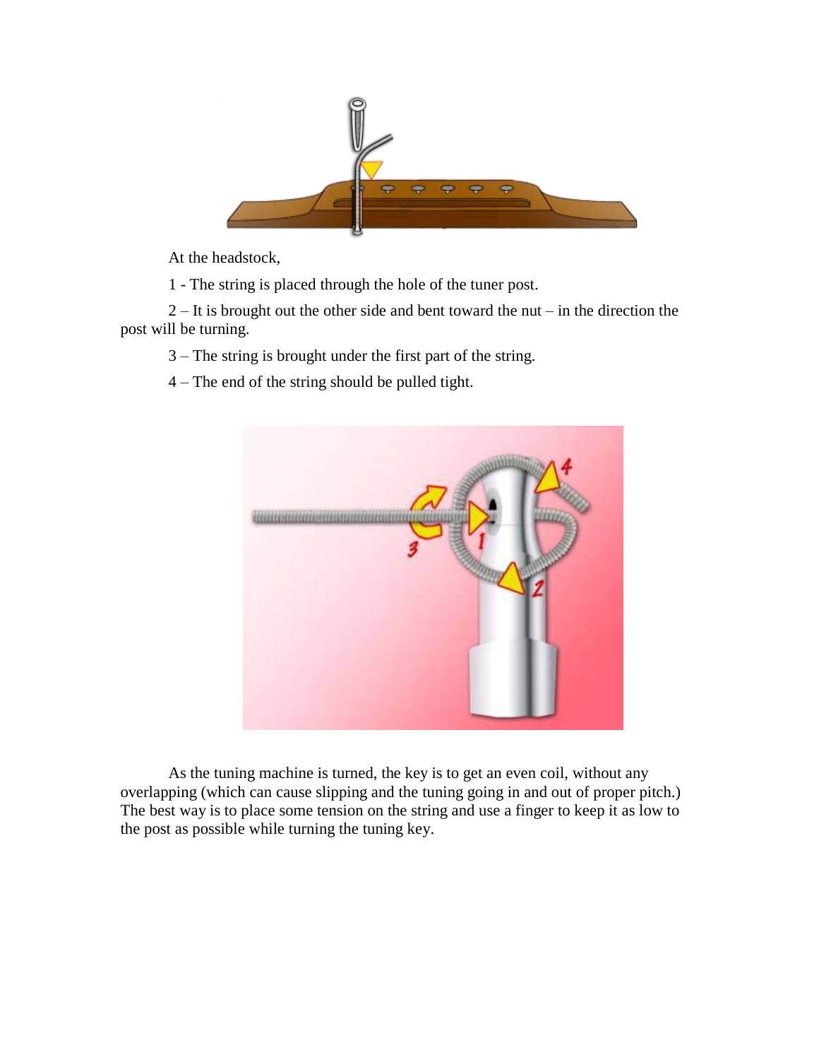At the headstock,

1 - The string is placed through the hole of the tuner post.

2 – It is brought out the other side and bent toward the nut – in the direction the post will be turning.

3 – The string is brought under the first part of the string.

4 – The end of the string should be pulled tight.

As the tuning machine is turned, the key is to get an even coil, without any overlapping (which can cause slipping and the tuning going in and out of proper pitch.) The best way is to place some tension on the string and use a finger to keep it as low to the post as possible while turning the tuning key.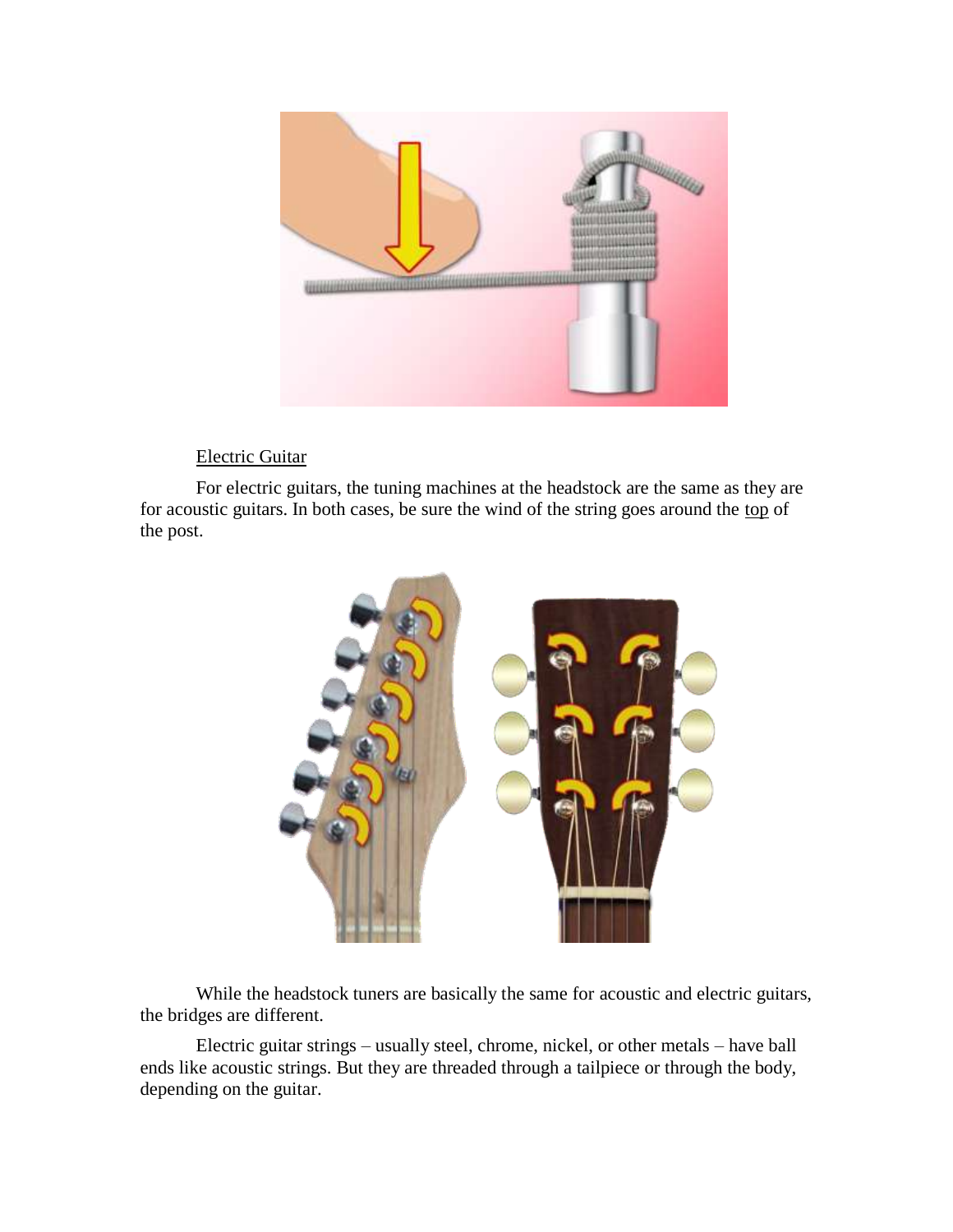<u>Electric Guitar</u>

For electric guitars, the tuning machines at the headstock are the same as they are for acoustic guitars. In both cases, be sure the wind of the string goes around the <u>top</u> of the post.

While the headstock tuners are basically the same for acoustic and electric guitars, the bridges are different.

Electric guitar strings – usually steel, chrome, nickel, or other metals – have ball ends like acoustic strings. But they are threaded through a tailpiece or through the body, depending on the guitar.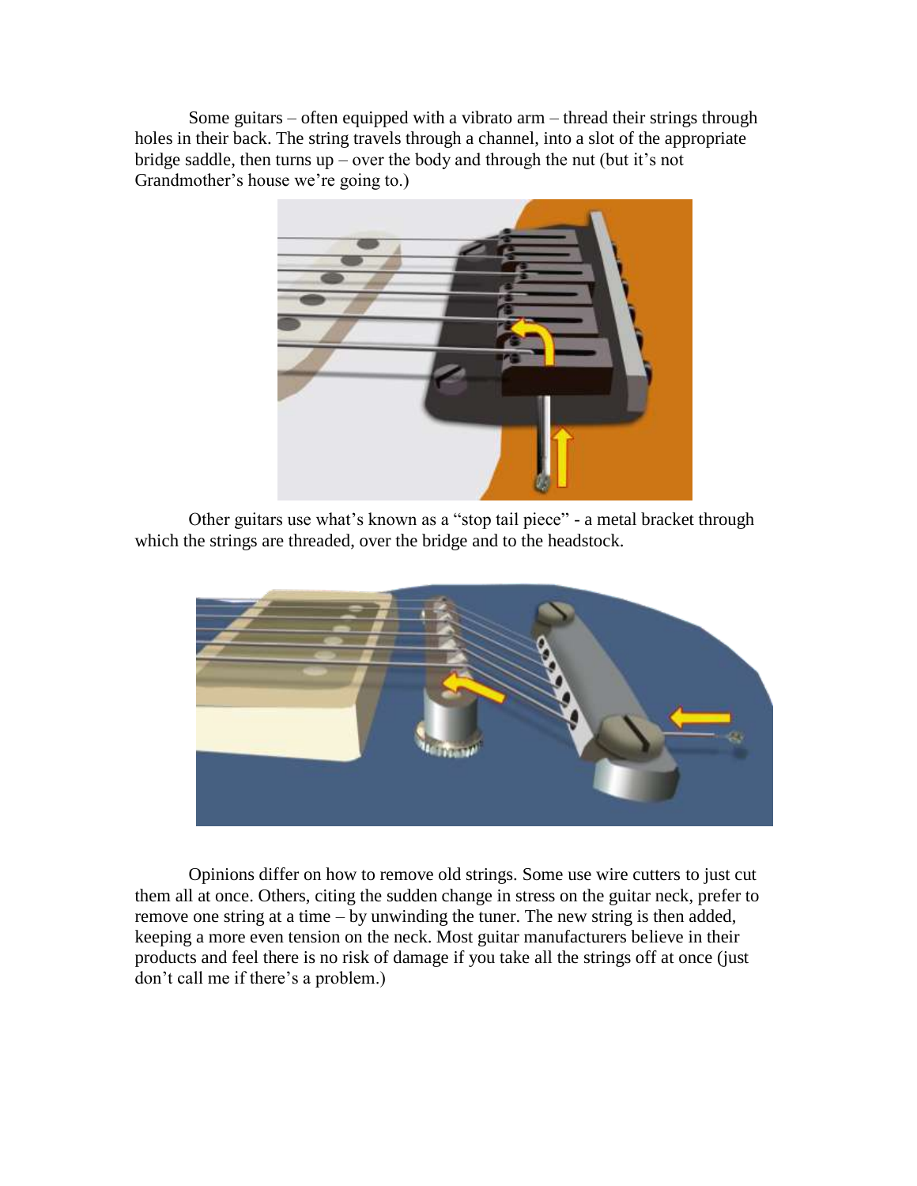Some guitars – often equipped with a vibrato arm – thread their strings through holes in their back. The string travels through a channel, into a slot of the appropriate bridge saddle, then turns up – over the body and through the nut (but it's not Grandmother's house we're going to.)

Other guitars use what's known as a "stop tail piece" - a metal bracket through which the strings are threaded, over the bridge and to the headstock.

Opinions differ on how to remove old strings. Some use wire cutters to just cut them all at once. Others, citing the sudden change in stress on the guitar neck, prefer to remove one string at a time – by unwinding the tuner. The new string is then added, keeping a more even tension on the neck. Most guitar manufacturers believe in their products and feel there is no risk of damage if you take all the strings off at once (just don't call me if there's a problem.)